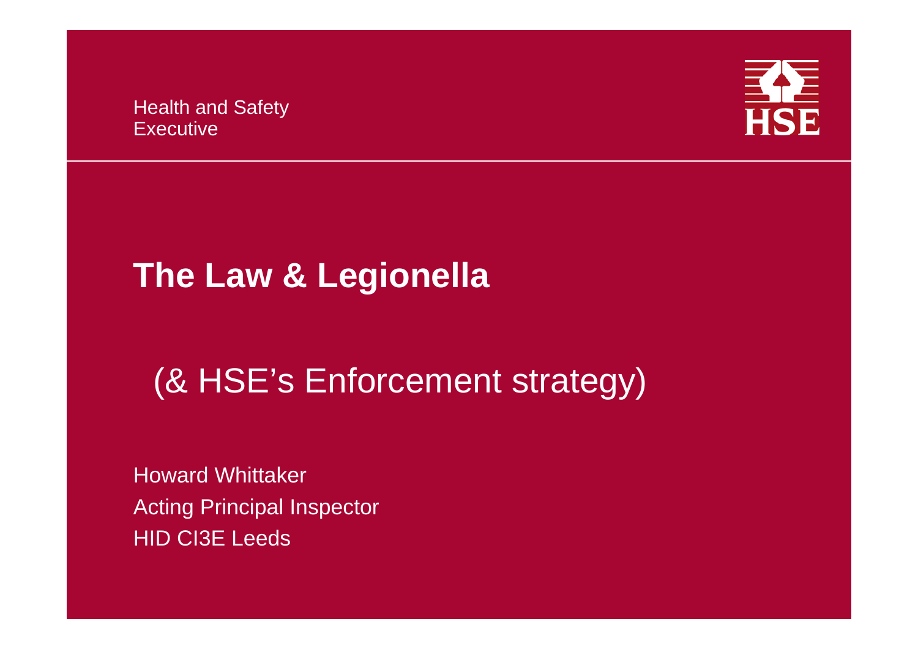Health and Safety
Executive

HSE

# The Law & Legionella

## (& HSE's Enforcement strategy)

Howard Whittaker
Acting Principal Inspector
HID CI3E Leeds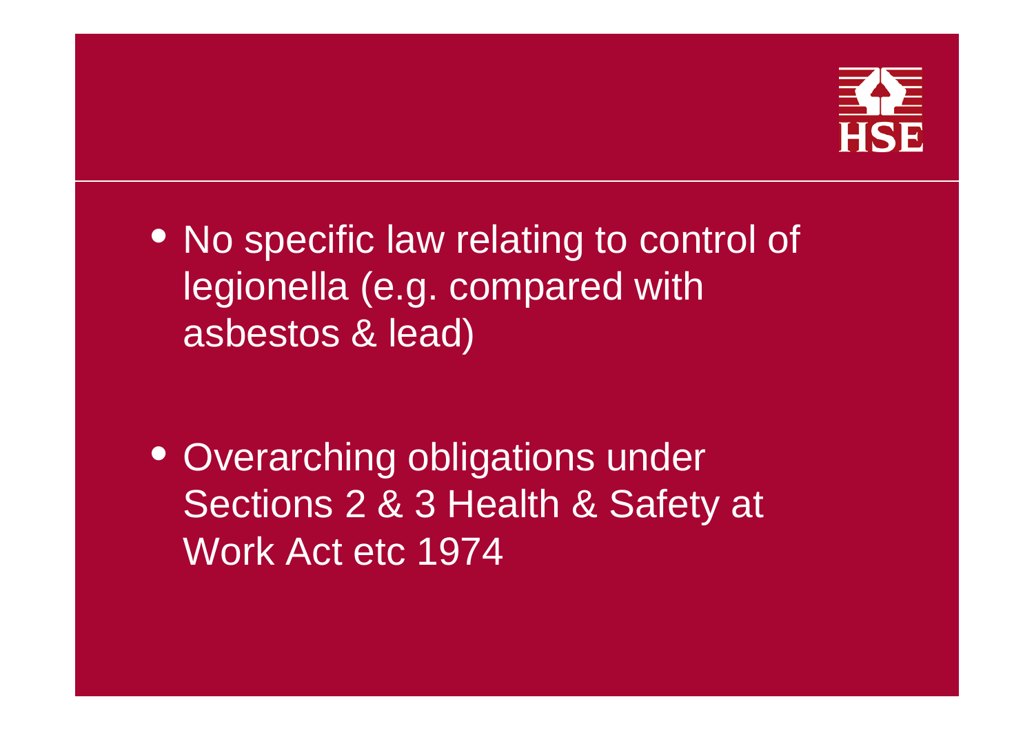- No specific law relating to control of legionella (e.g. compared with asbestos & lead)

- Overarching obligations under Sections 2 & 3 Health & Safety at Work Act etc 1974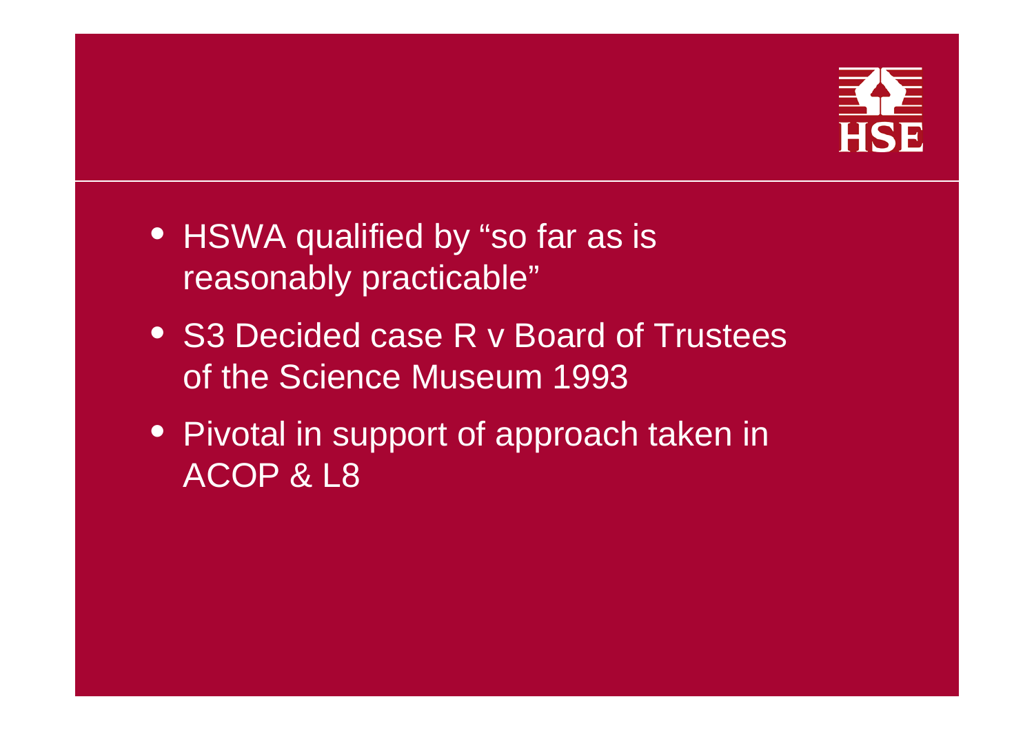- HSWA qualified by “so far as is reasonably practicable”
- S3 Decided case R v Board of Trustees of the Science Museum 1993
- Pivotal in support of approach taken in ACOP & L8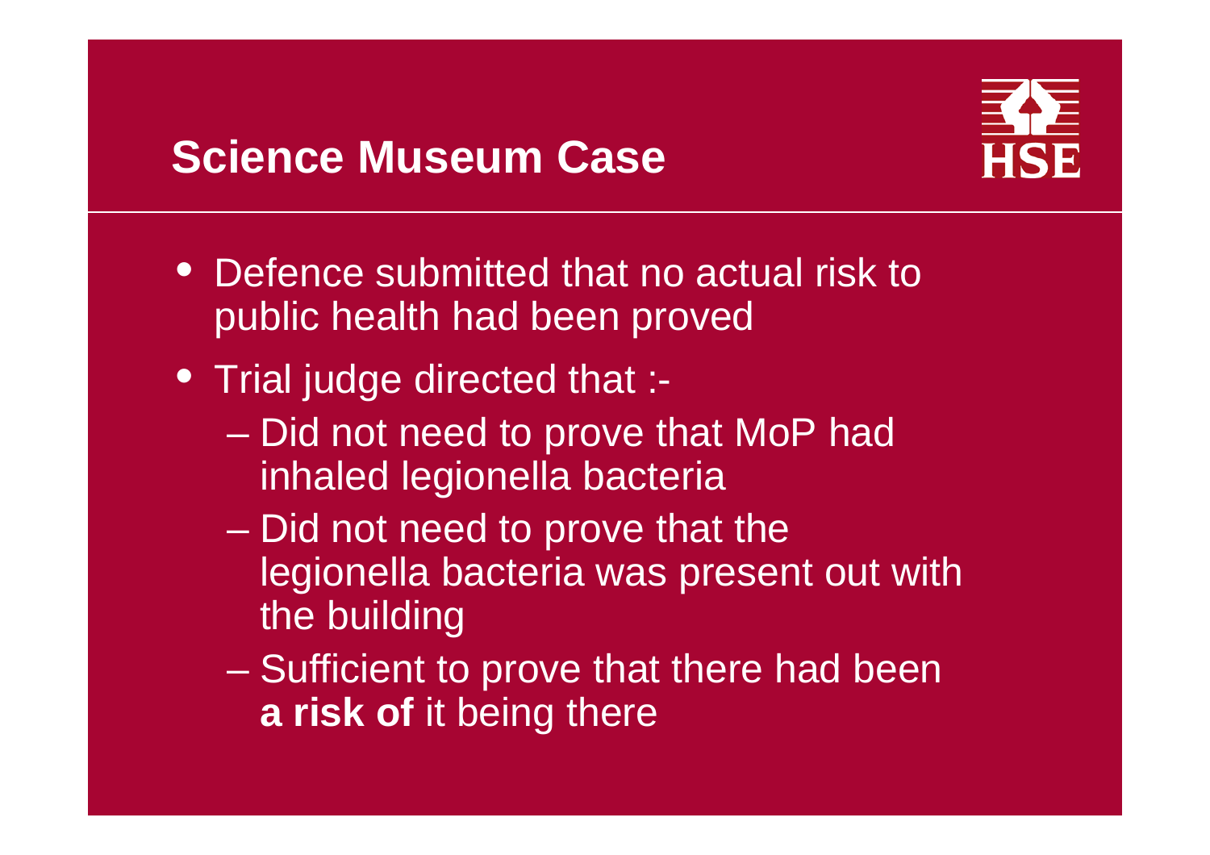# Science Museum Case

- Defence submitted that no actual risk to public health had been proved
- Trial judge directed that :-
  - Did not need to prove that MoP had inhaled legionella bacteria
  - Did not need to prove that the legionella bacteria was present out with the building
  - Sufficient to prove that there had been **a risk of** it being there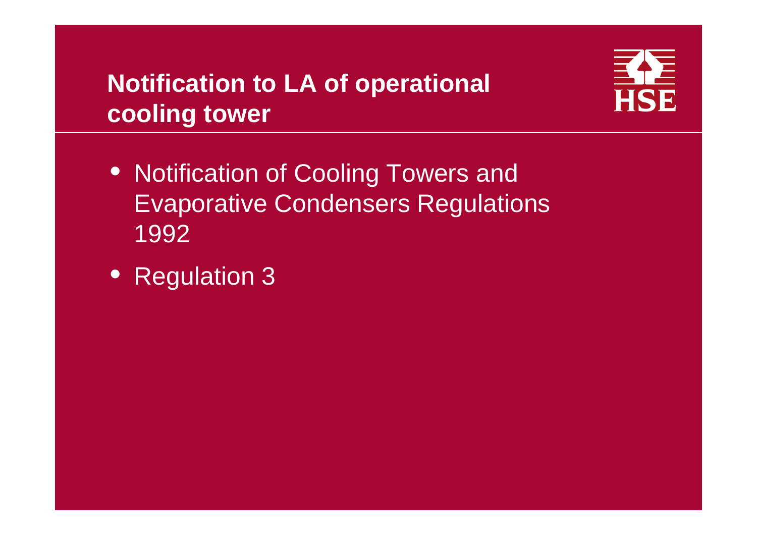## Notification to LA of operational cooling tower

- Notification of Cooling Towers and Evaporative Condensers Regulations 1992
- Regulation 3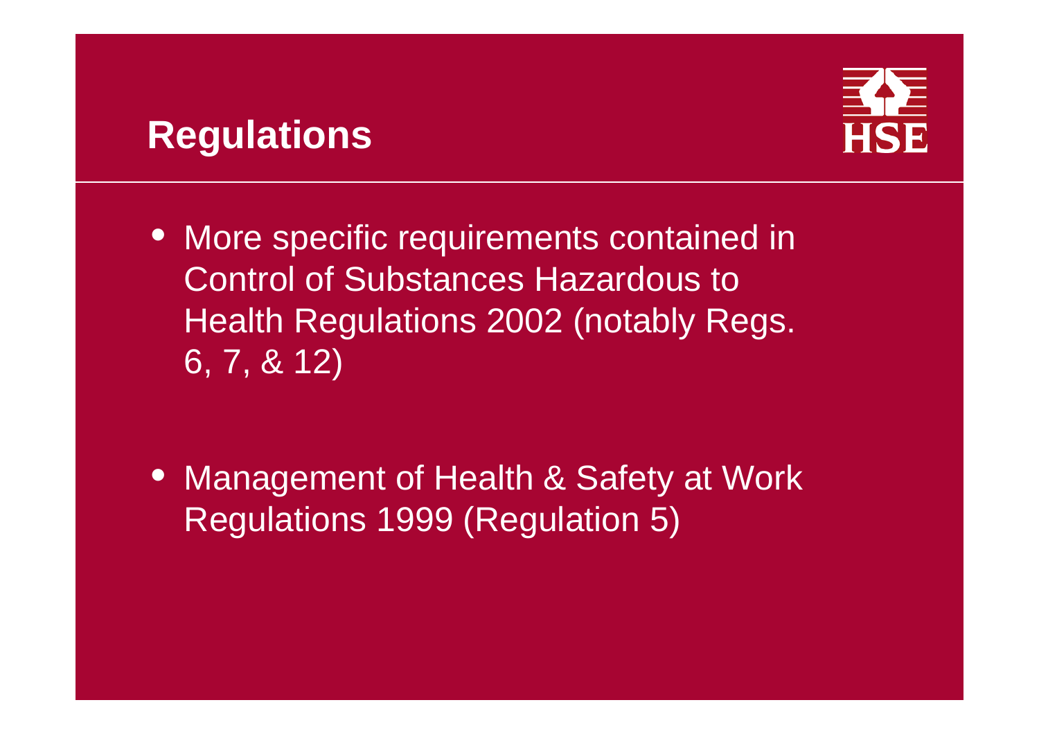## Regulations

- More specific requirements contained in Control of Substances Hazardous to Health Regulations 2002 (notably Regs. 6, 7, & 12)

- Management of Health & Safety at Work Regulations 1999 (Regulation 5)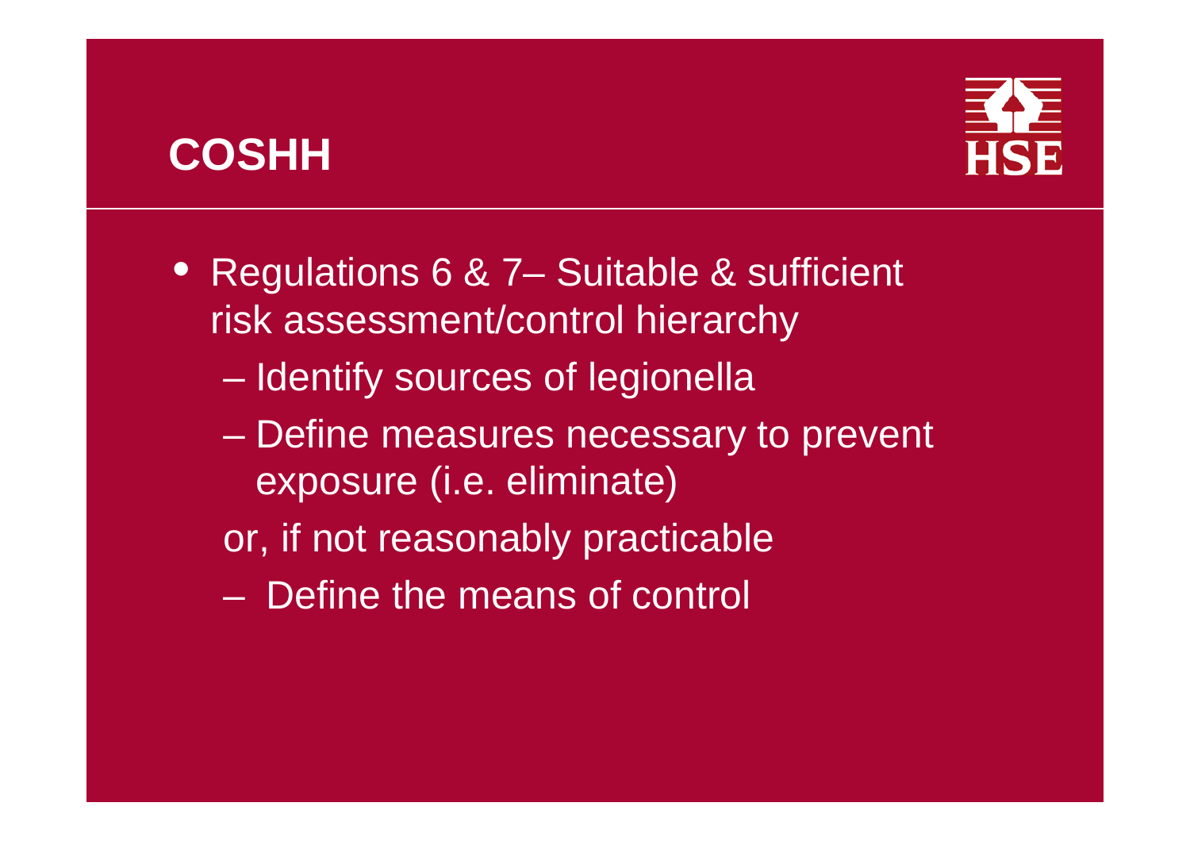# COSHH

- Regulations 6 & 7– Suitable & sufficient risk assessment/control hierarchy
  - Identify sources of legionella
  - Define measures necessary to prevent exposure (i.e. eliminate)

  or, if not reasonably practicable

  - Define the means of control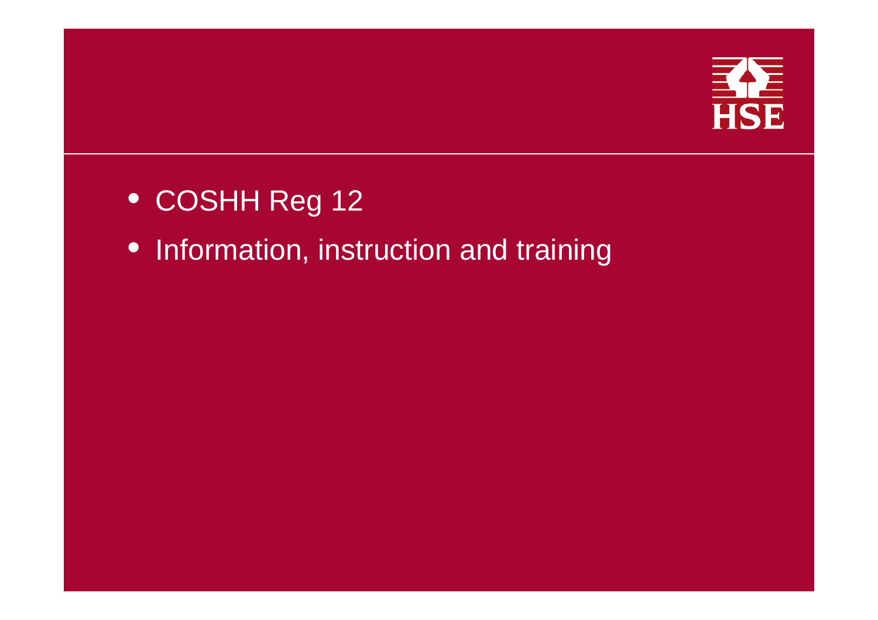- COSHH Reg 12
- Information, instruction and training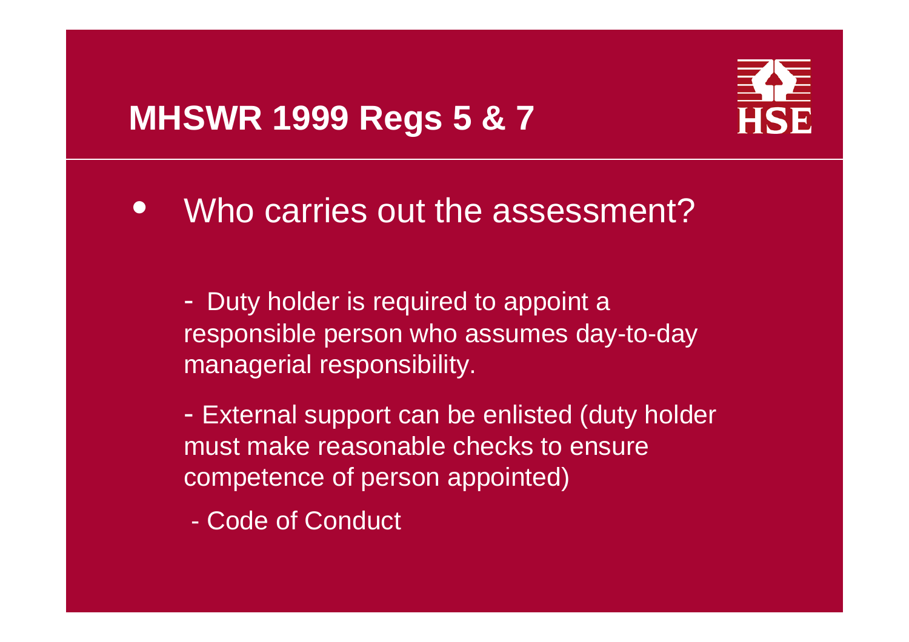# MHSWR 1999 Regs 5 & 7

- Who carries out the assessment?

  - Duty holder is required to appoint a responsible person who assumes day-to-day managerial responsibility.

  - External support can be enlisted (duty holder must make reasonable checks to ensure competence of person appointed)

  - Code of Conduct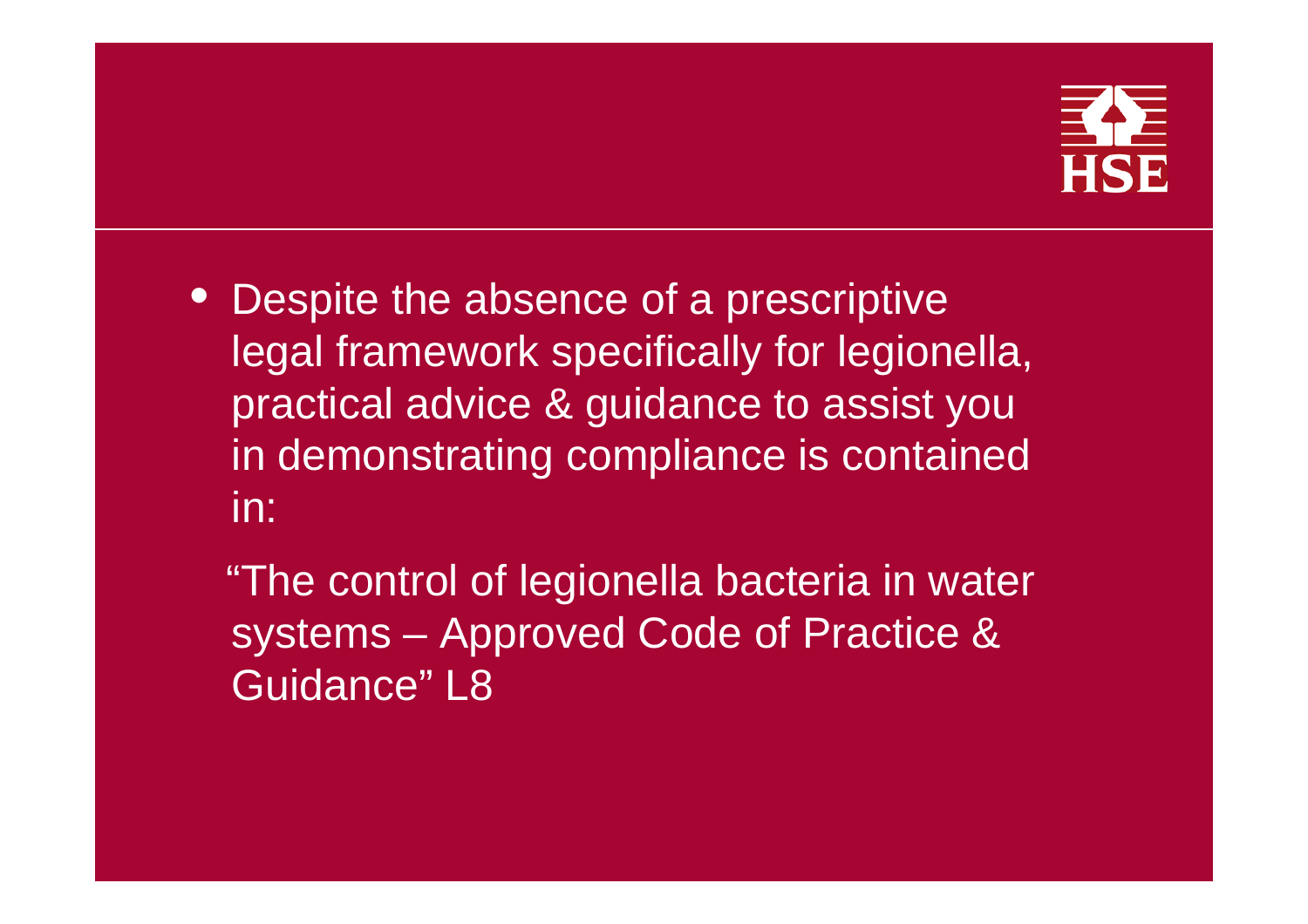- Despite the absence of a prescriptive legal framework specifically for legionella, practical advice & guidance to assist you in demonstrating compliance is contained in:

  "The control of legionella bacteria in water systems – Approved Code of Practice & Guidance" L8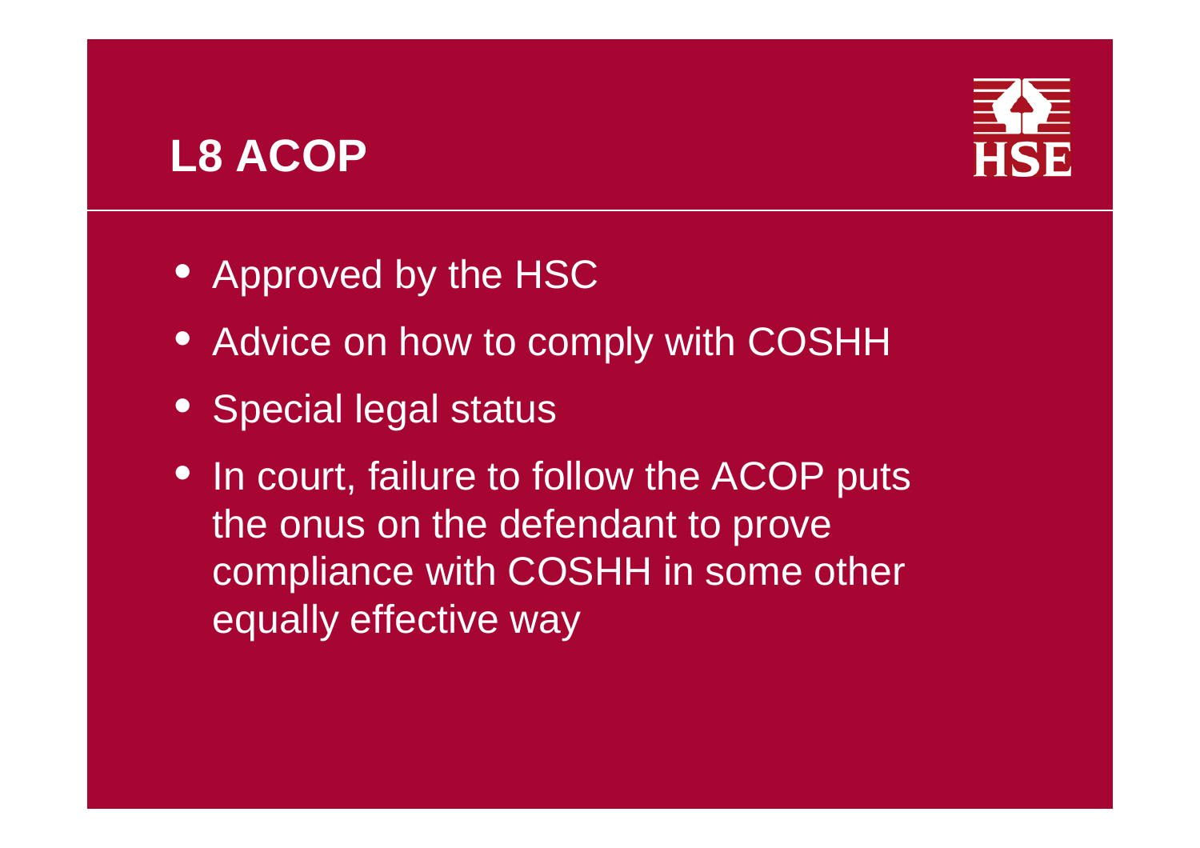# L8 ACOP

- Approved by the HSC
- Advice on how to comply with COSHH
- Special legal status
- In court, failure to follow the ACOP puts the onus on the defendant to prove compliance with COSHH in some other equally effective way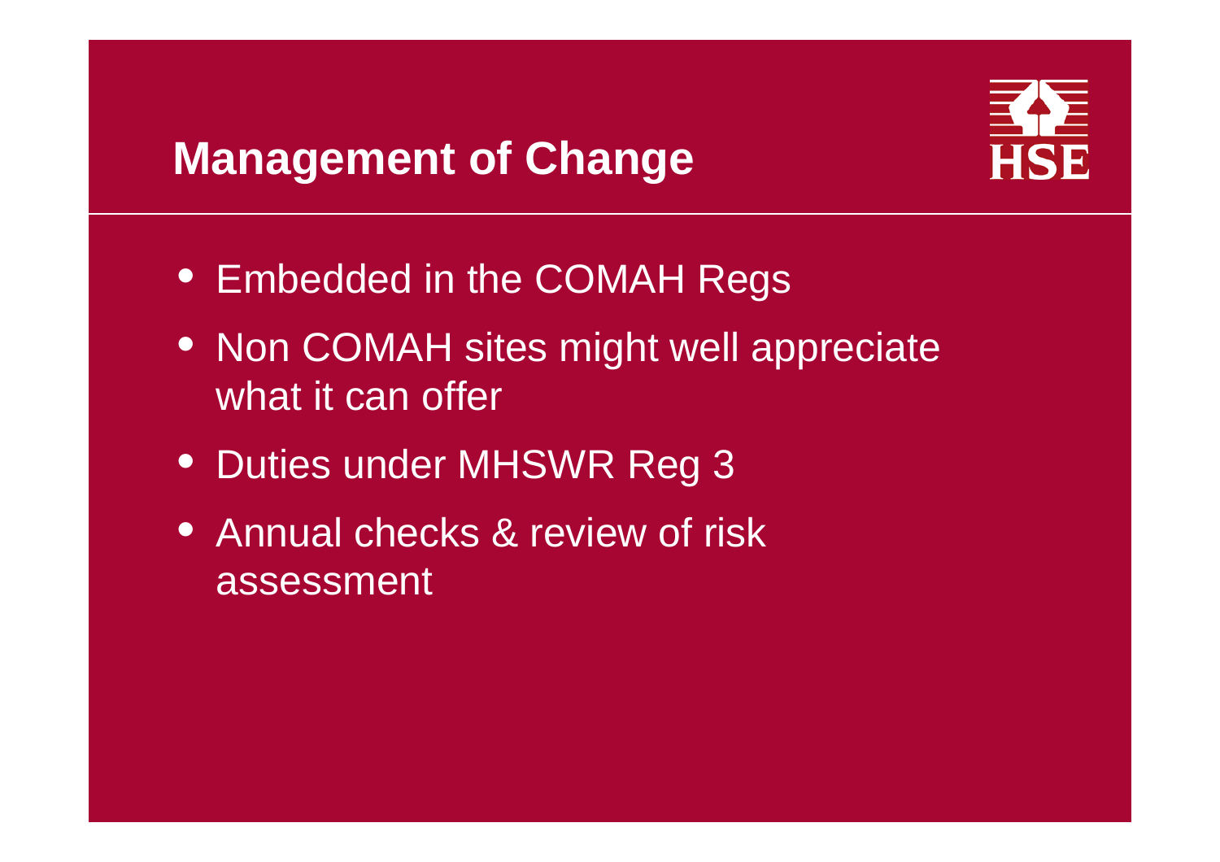# Management of Change

- Embedded in the COMAH Regs
- Non COMAH sites might well appreciate what it can offer
- Duties under MHSWR Reg 3
- Annual checks & review of risk assessment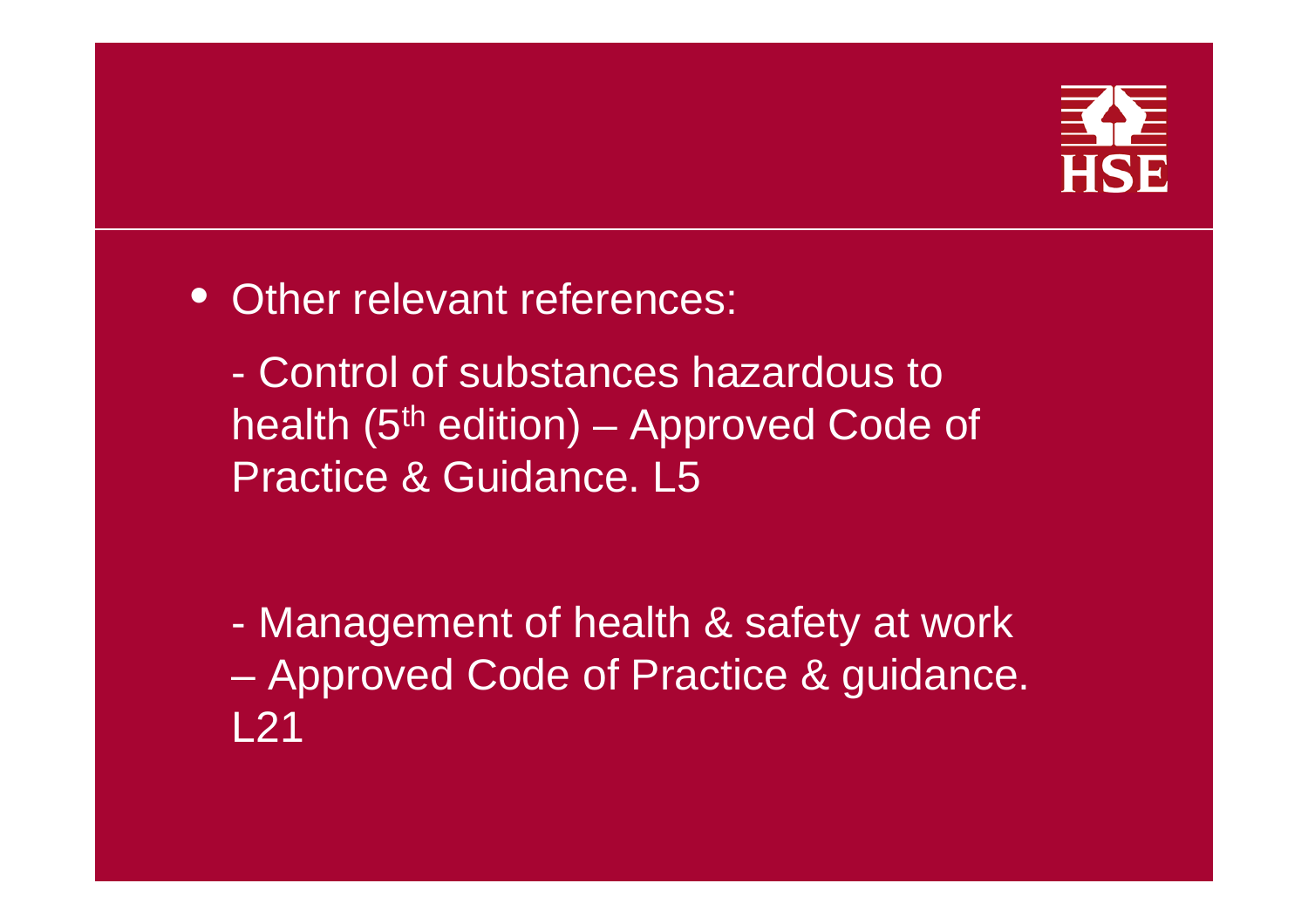- Other relevant references:

  - Control of substances hazardous to health (5th edition) – Approved Code of Practice & Guidance. L5

  - Management of health & safety at work – Approved Code of Practice & guidance. L21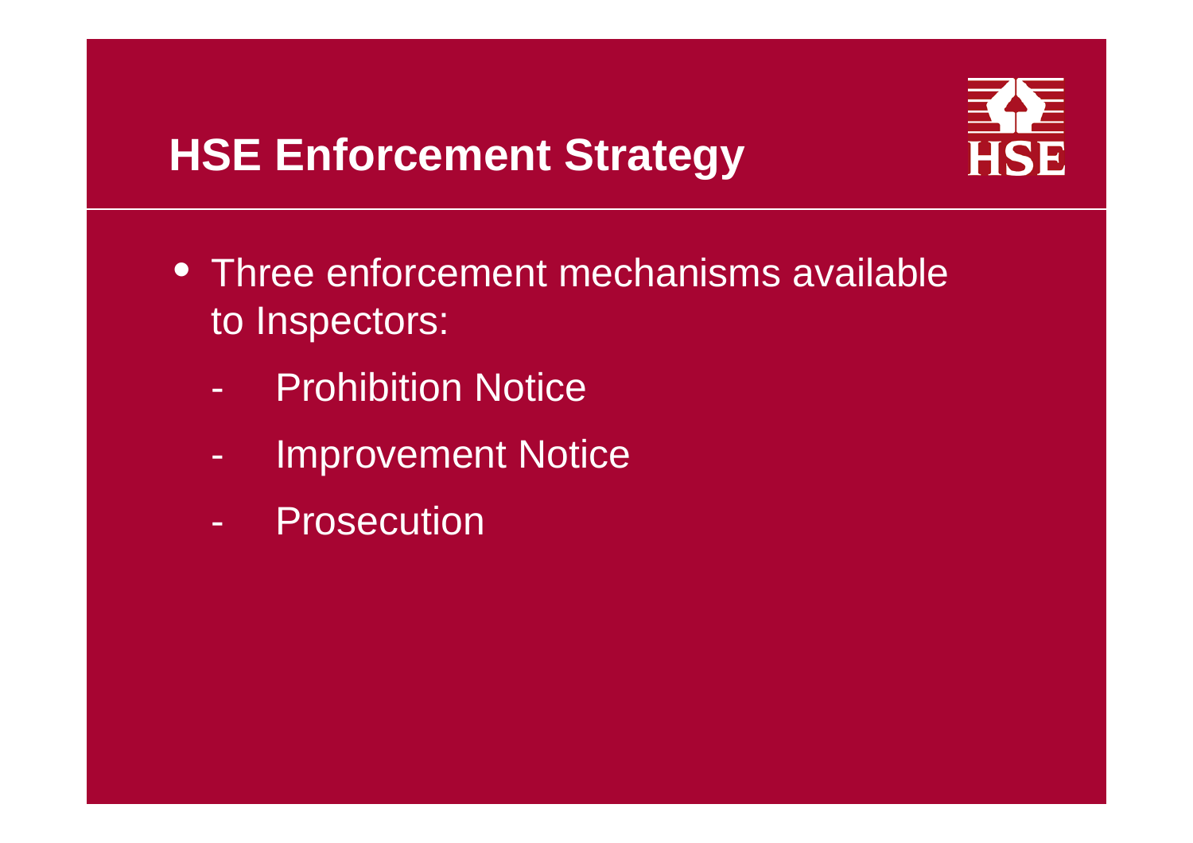# HSE Enforcement Strategy

- Three enforcement mechanisms available to Inspectors:
  - Prohibition Notice
  - Improvement Notice
  - Prosecution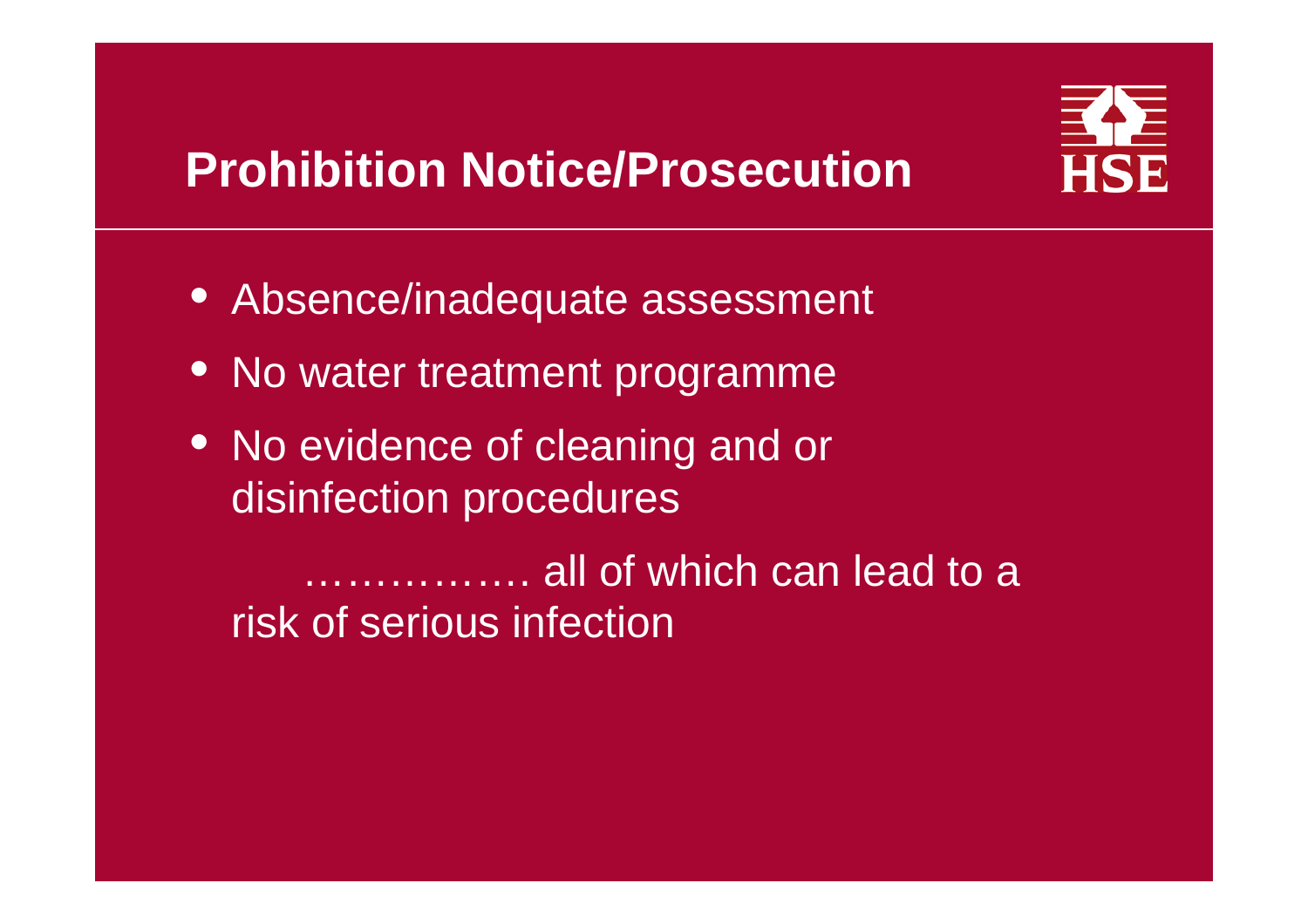# Prohibition Notice/Prosecution

- Absence/inadequate assessment
- No water treatment programme
- No evidence of cleaning and or disinfection procedures

  ……………. all of which can lead to a risk of serious infection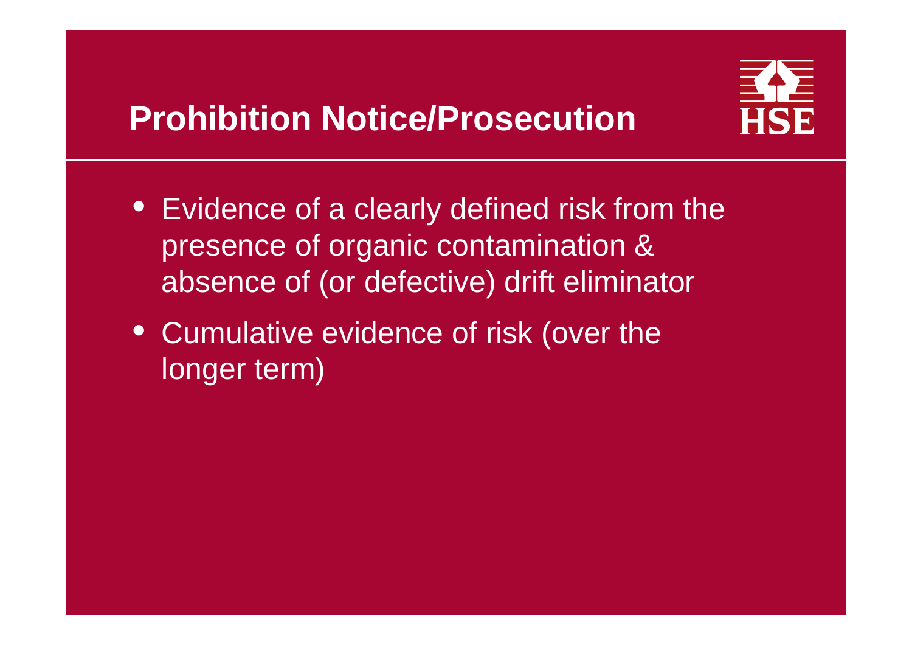# Prohibition Notice/Prosecution

- Evidence of a clearly defined risk from the presence of organic contamination & absence of (or defective) drift eliminator
- Cumulative evidence of risk (over the longer term)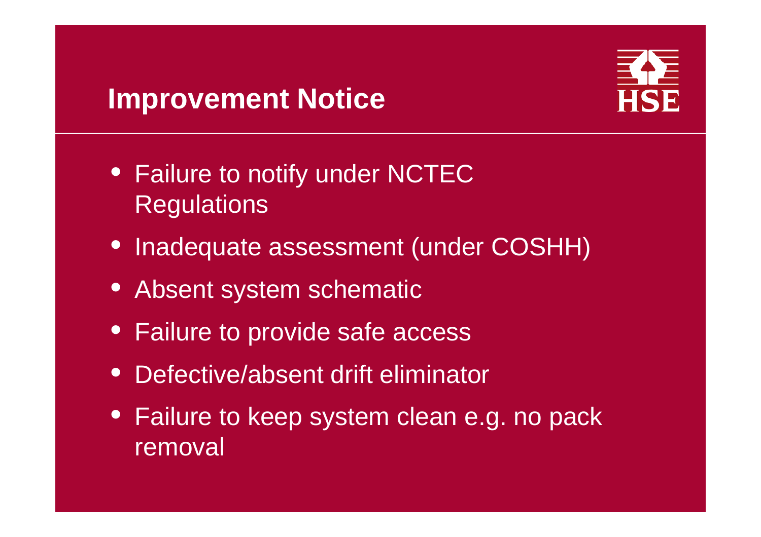## Improvement Notice

- Failure to notify under NCTEC Regulations
- Inadequate assessment (under COSHH)
- Absent system schematic
- Failure to provide safe access
- Defective/absent drift eliminator
- Failure to keep system clean e.g. no pack removal